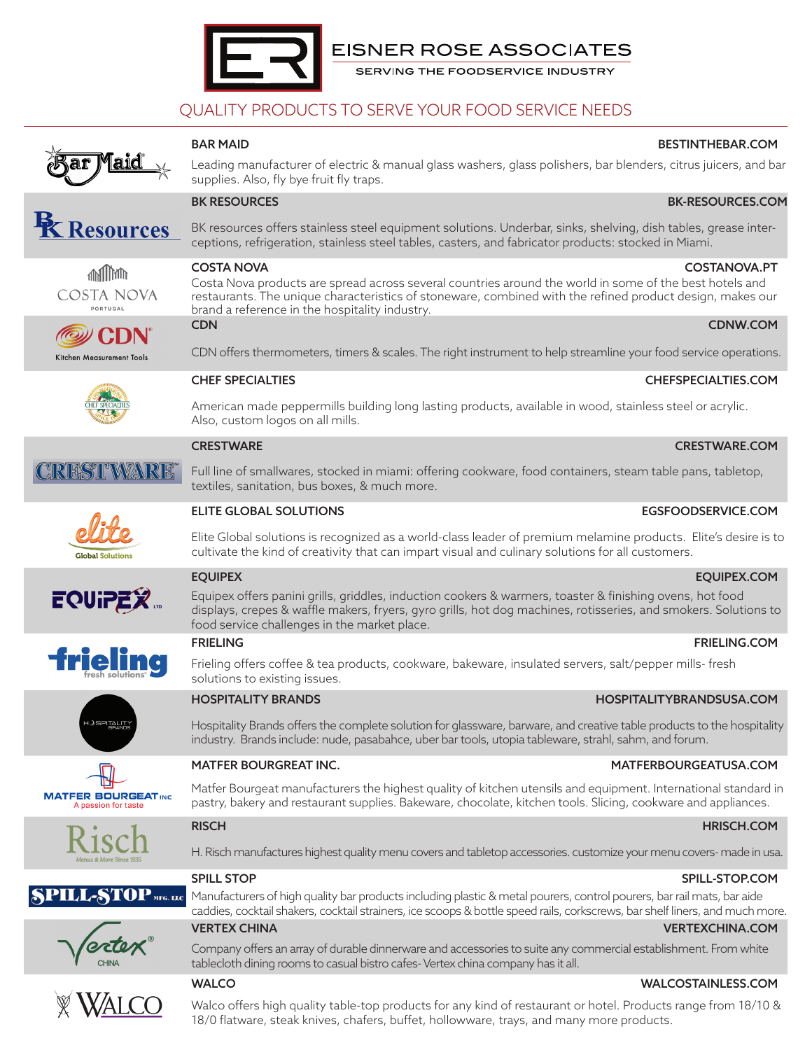# EISNER ROSE ASSOCIATES

SERVING THE FOODSERVICE INDUSTRY

## QUALITY PRODUCTS TO SERVE YOUR FOOD SERVICE NEEDS

### BAR MAID — BESTINTHEBAR.COM

Leading manufacturer of electric & manual glass washers, glass polishers, bar blenders, citrus juicers, and bar supplies. Also, fly bye fruit fly traps.

### BK RESOURCES — BK-RESOURCES.COM

BK resources offers stainless steel equipment solutions. Underbar, sinks, shelving, dish tables, grease interceptions, refrigeration, stainless steel tables, casters, and fabricator products: stocked in Miami.

### COSTA NOVA — COSTANOVA.PT

Costa Nova products are spread across several countries around the world in some of the best hotels and restaurants. The unique characteristics of stoneware, combined with the refined product design, makes our brand a reference in the hospitality industry.

### CDN — CDNW.COM

CDN offers thermometers, timers & scales. The right instrument to help streamline your food service operations.

### CHEF SPECIALTIES — CHEFSPECIALTIES.COM

American made peppermills building long lasting products, available in wood, stainless steel or acrylic. Also, custom logos on all mills.

### CRESTWARE — CRESTWARE.COM

Full line of smallwares, stocked in miami: offering cookware, food containers, steam table pans, tabletop, textiles, sanitation, bus boxes, & much more.

### ELITE GLOBAL SOLUTIONS — EGSFOODSERVICE.COM

Elite Global solutions is recognized as a world-class leader of premium melamine products. Elite's desire is to cultivate the kind of creativity that can impart visual and culinary solutions for all customers.

### EQUIPEX — EQUIPEX.COM

Equipex offers panini grills, griddles, induction cookers & warmers, toaster & finishing ovens, hot food displays, crepes & waffle makers, fryers, gyro grills, hot dog machines, rotisseries, and smokers. Solutions to food service challenges in the market place.

### FRIELING — FRIELING.COM

Frieling offers coffee & tea products, cookware, bakeware, insulated servers, salt/pepper mills- fresh solutions to existing issues.

### HOSPITALITY BRANDS — HOSPITALITYBRANDSUSA.COM

Hospitality Brands offers the complete solution for glassware, barware, and creative table products to the hospitality industry. Brands include: nude, pasabahce, uber bar tools, utopia tableware, strahl, sahm, and forum.

### MATFER BOURGREAT INC. — MATFERBOURGEATUSA.COM

Matfer Bourgeat manufacturers the highest quality of kitchen utensils and equipment. International standard in pastry, bakery and restaurant supplies. Bakeware, chocolate, kitchen tools. Slicing, cookware and appliances.

### RISCH — HRISCH.COM

H. Risch manufactures highest quality menu covers and tabletop accessories. customize your menu covers- made in usa.

### SPILL STOP — SPILL-STOP.COM

Manufacturers of high quality bar products including plastic & metal pourers, control pourers, bar rail mats, bar aide caddies, cocktail shakers, cocktail strainers, ice scoops & bottle speed rails, corkscrews, bar shelf liners, and much more.

### VERTEX CHINA — VERTEXCHINA.COM

Company offers an array of durable dinnerware and accessories to suite any commercial establishment. From white tablecloth dining rooms to casual bistro cafes- Vertex china company has it all.

### WALCO — WALCOSTAINLESS.COM

Walco offers high quality table-top products for any kind of restaurant or hotel. Products range from 18/10 & 18/0 flatware, steak knives, chafers, buffet, holloware, trays, and many more products.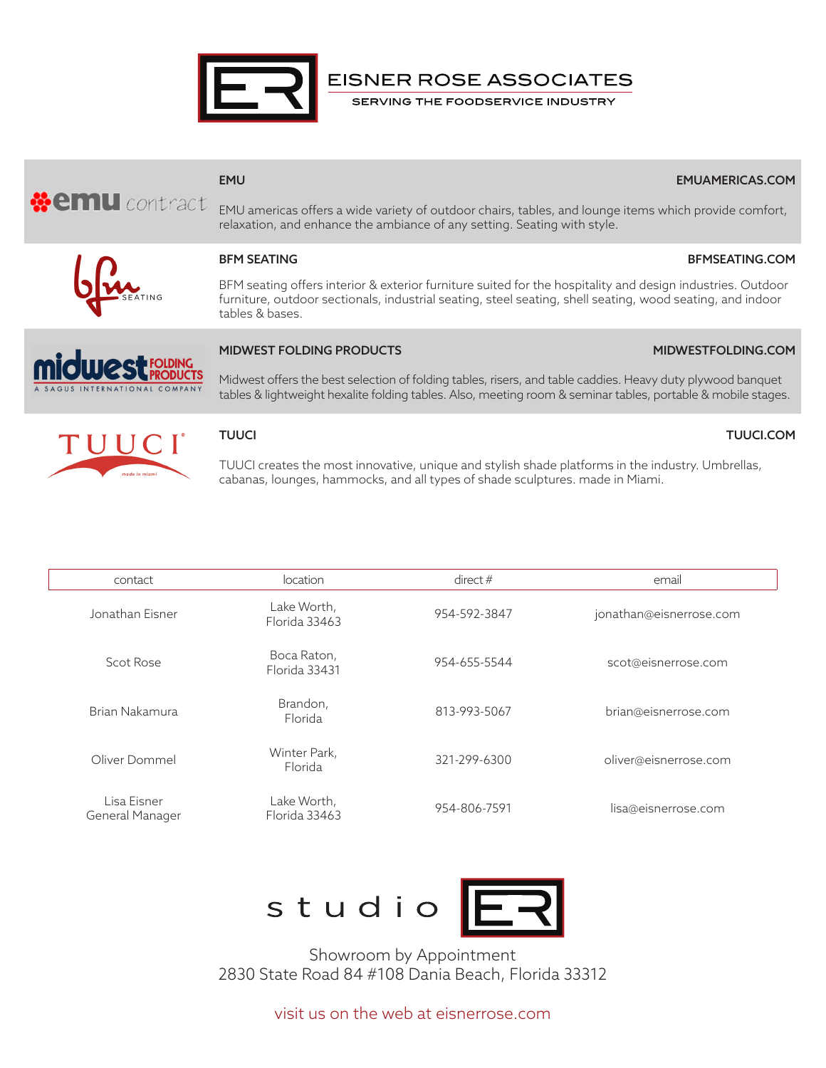# EISNER ROSE ASSOCIATES

SERVING THE FOODSERVICE INDUSTRY

**EMU** — **EMUAMERICAS.COM**

EMU americas offers a wide variety of outdoor chairs, tables, and lounge items which provide comfort, relaxation, and enhance the ambiance of any setting. Seating with style.

**BFM SEATING** — **BFMSEATING.COM**

BFM seating offers interior & exterior furniture suited for the hospitality and design industries. Outdoor furniture, outdoor sectionals, industrial seating, steel seating, shell seating, wood seating, and indoor tables & bases.

**MIDWEST FOLDING PRODUCTS** — **MIDWESTFOLDING.COM**

Midwest offers the best selection of folding tables, risers, and table caddies. Heavy duty plywood banquet tables & lightweight hexalite folding tables. Also, meeting room & seminar tables, portable & mobile stages.

**TUUCI** — **TUUCI.COM**

TUUCI creates the most innovative, unique and stylish shade platforms in the industry. Umbrellas, cabanas, lounges, hammocks, and all types of shade sculptures. made in Miami.

| contact | location | direct # | email |
|---|---|---|---|
| Jonathan Eisner | Lake Worth, Florida 33463 | 954-592-3847 | jonathan@eisnerrose.com |
| Scot Rose | Boca Raton, Florida 33431 | 954-655-5544 | scot@eisnerrose.com |
| Brian Nakamura | Brandon, Florida | 813-993-5067 | brian@eisnerrose.com |
| Oliver Dommel | Winter Park, Florida | 321-299-6300 | oliver@eisnerrose.com |
| Lisa Eisner General Manager | Lake Worth, Florida 33463 | 954-806-7591 | lisa@eisnerrose.com |

studio ER

Showroom by Appointment
2830 State Road 84 #108 Dania Beach, Florida 33312

visit us on the web at eisnerrose.com